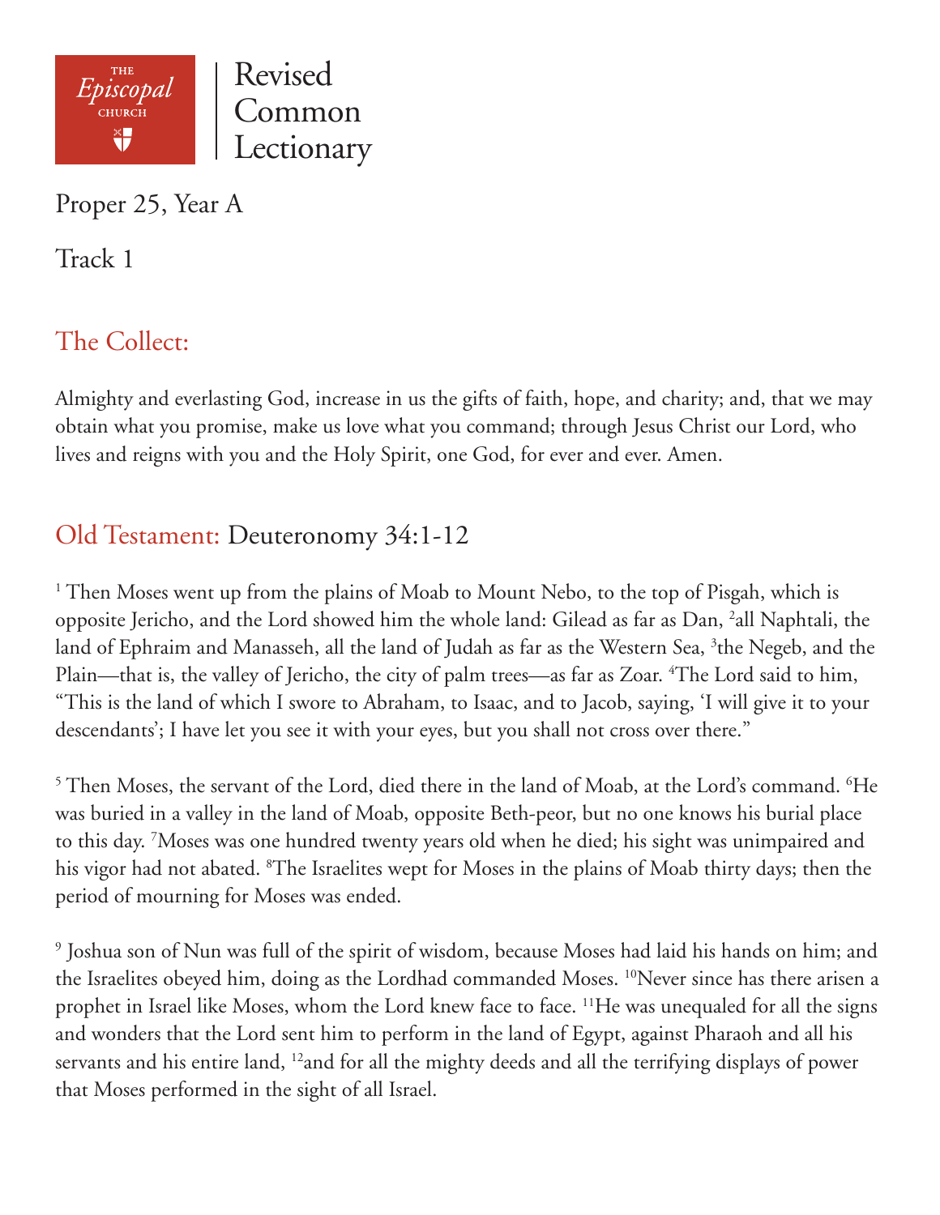THE *Episcopal* CHURCH

Revised Common Lectionary

Proper 25, Year A

Track 1

## The Collect:

Almighty and everlasting God, increase in us the gifts of faith, hope, and charity; and, that we may obtain what you promise, make us love what you command; through Jesus Christ our Lord, who lives and reigns with you and the Holy Spirit, one God, for ever and ever. Amen.

## Old Testament: Deuteronomy 34:1-12

[1] Then Moses went up from the plains of Moab to Mount Nebo, to the top of Pisgah, which is opposite Jericho, and the Lord showed him the whole land: Gilead as far as Dan, [2]all Naphtali, the land of Ephraim and Manasseh, all the land of Judah as far as the Western Sea, [3]the Negeb, and the Plain—that is, the valley of Jericho, the city of palm trees—as far as Zoar. [4]The Lord said to him, "This is the land of which I swore to Abraham, to Isaac, and to Jacob, saying, 'I will give it to your descendants'; I have let you see it with your eyes, but you shall not cross over there."

[5] Then Moses, the servant of the Lord, died there in the land of Moab, at the Lord's command. [6]He was buried in a valley in the land of Moab, opposite Beth-peor, but no one knows his burial place to this day. [7]Moses was one hundred twenty years old when he died; his sight was unimpaired and his vigor had not abated. [8]The Israelites wept for Moses in the plains of Moab thirty days; then the period of mourning for Moses was ended.

[9] Joshua son of Nun was full of the spirit of wisdom, because Moses had laid his hands on him; and the Israelites obeyed him, doing as the Lordhad commanded Moses. [10]Never since has there arisen a prophet in Israel like Moses, whom the Lord knew face to face. [11]He was unequaled for all the signs and wonders that the Lord sent him to perform in the land of Egypt, against Pharaoh and all his servants and his entire land, [12]and for all the mighty deeds and all the terrifying displays of power that Moses performed in the sight of all Israel.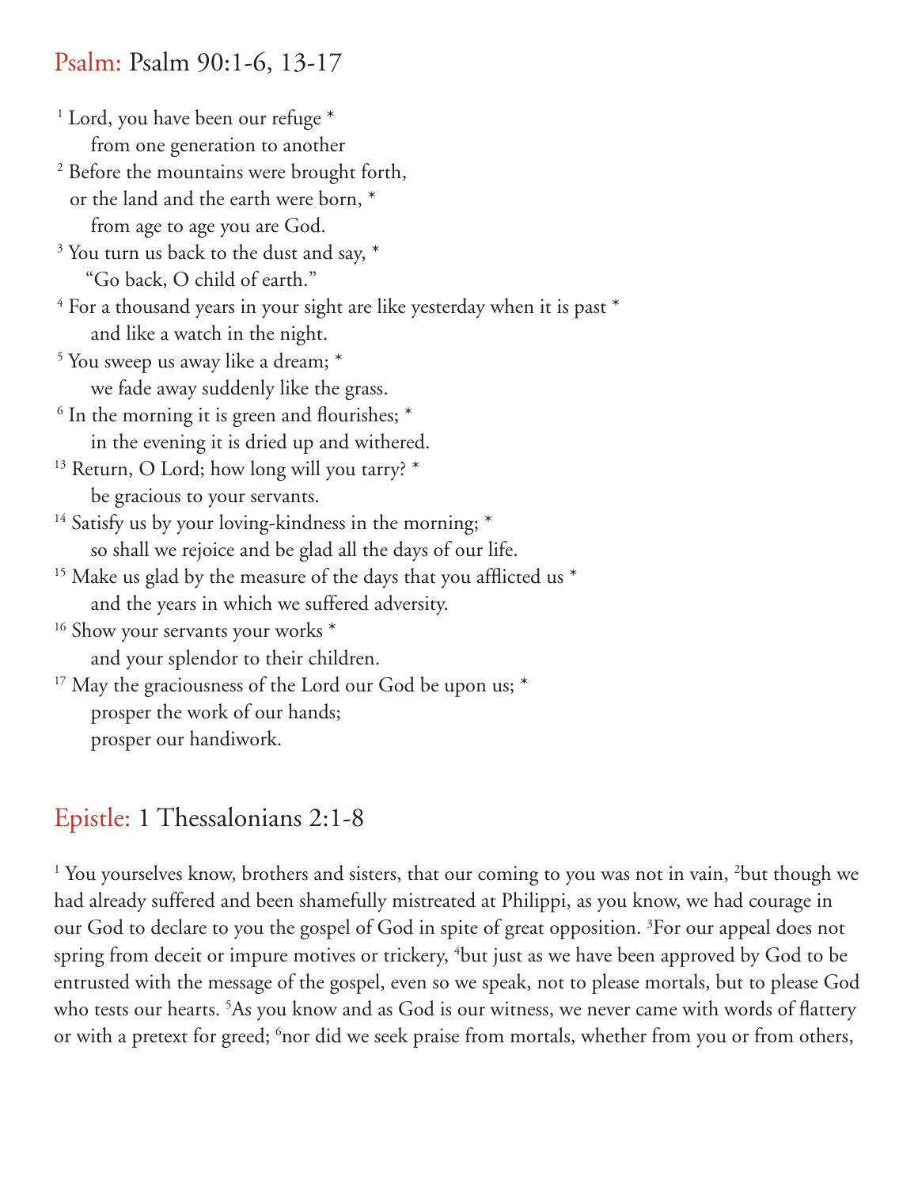## Psalm: Psalm 90:1-6, 13-17

[1] Lord, you have been our refuge *
  from one generation to another
[2] Before the mountains were brought forth,
 or the land and the earth were born, *
  from age to age you are God.
[3] You turn us back to the dust and say, *
  "Go back, O child of earth."
[4] For a thousand years in your sight are like yesterday when it is past *
  and like a watch in the night.
[5] You sweep us away like a dream; *
  we fade away suddenly like the grass.
[6] In the morning it is green and flourishes; *
  in the evening it is dried up and withered.
[13] Return, O Lord; how long will you tarry? *
  be gracious to your servants.
[14] Satisfy us by your loving-kindness in the morning; *
  so shall we rejoice and be glad all the days of our life.
[15] Make us glad by the measure of the days that you afflicted us *
  and the years in which we suffered adversity.
[16] Show your servants your works *
  and your splendor to their children.
[17] May the graciousness of the Lord our God be upon us; *
  prosper the work of our hands;
  prosper our handiwork.

## Epistle: 1 Thessalonians 2:1-8

[1] You yourselves know, brothers and sisters, that our coming to you was not in vain, [2]but though we had already suffered and been shamefully mistreated at Philippi, as you know, we had courage in our God to declare to you the gospel of God in spite of great opposition. [3]For our appeal does not spring from deceit or impure motives or trickery, [4]but just as we have been approved by God to be entrusted with the message of the gospel, even so we speak, not to please mortals, but to please God who tests our hearts. [5]As you know and as God is our witness, we never came with words of flattery or with a pretext for greed; [6]nor did we seek praise from mortals, whether from you or from others,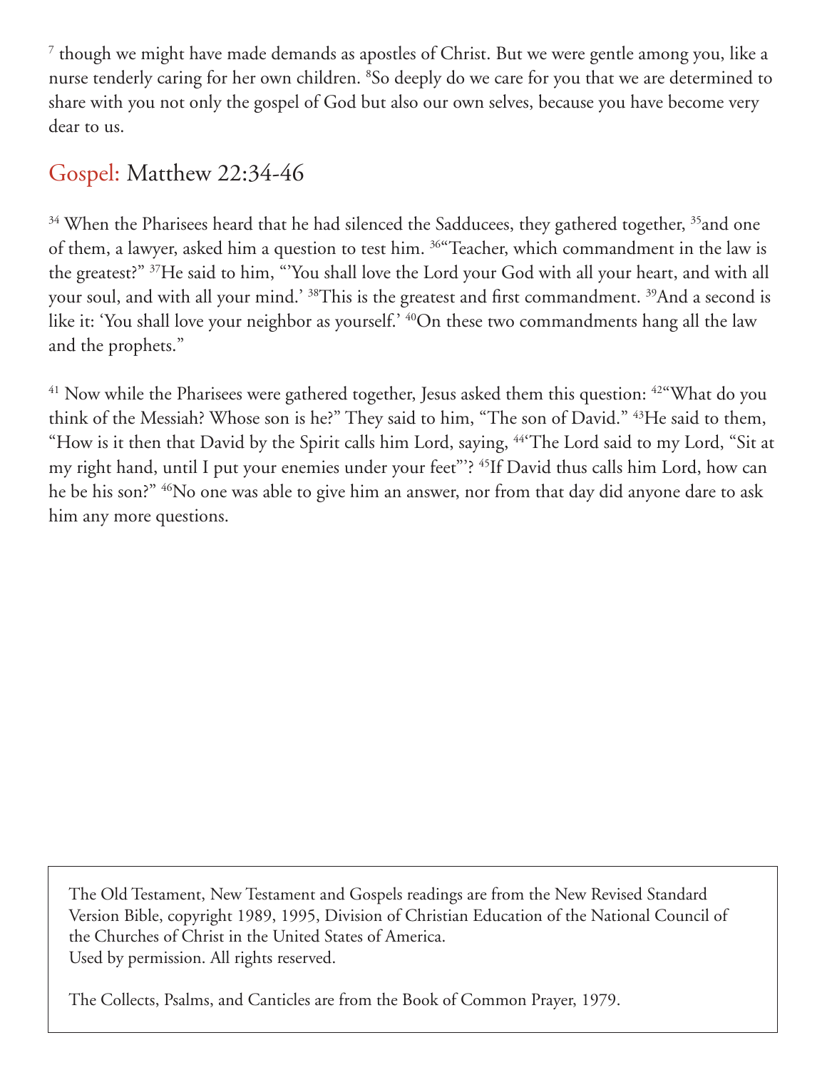[7] though we might have made demands as apostles of Christ. But we were gentle among you, like a nurse tenderly caring for her own children. [8]So deeply do we care for you that we are determined to share with you not only the gospel of God but also our own selves, because you have become very dear to us.

## Gospel: Matthew 22:34-46

[34] When the Pharisees heard that he had silenced the Sadducees, they gathered together, [35]and one of them, a lawyer, asked him a question to test him. [36]"Teacher, which commandment in the law is the greatest?" [37]He said to him, "'You shall love the Lord your God with all your heart, and with all your soul, and with all your mind.' [38]This is the greatest and first commandment. [39]And a second is like it: 'You shall love your neighbor as yourself.' [40]On these two commandments hang all the law and the prophets."

[41] Now while the Pharisees were gathered together, Jesus asked them this question: [42]"What do you think of the Messiah? Whose son is he?" They said to him, "The son of David." [43]He said to them, "How is it then that David by the Spirit calls him Lord, saying, [44]'The Lord said to my Lord, "Sit at my right hand, until I put your enemies under your feet"'? [45]If David thus calls him Lord, how can he be his son?" [46]No one was able to give him an answer, nor from that day did anyone dare to ask him any more questions.

The Old Testament, New Testament and Gospels readings are from the New Revised Standard Version Bible, copyright 1989, 1995, Division of Christian Education of the National Council of the Churches of Christ in the United States of America.
Used by permission. All rights reserved.

The Collects, Psalms, and Canticles are from the Book of Common Prayer, 1979.